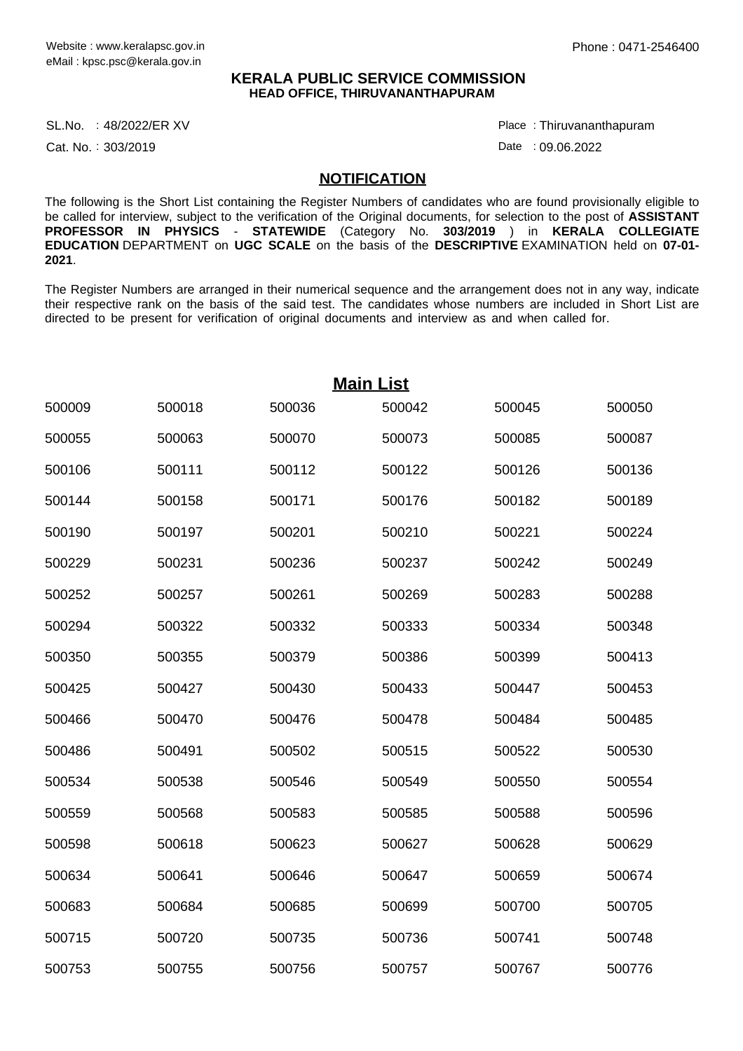Website : www.keralapsc.gov.in
eMail : kpsc.psc@kerala.gov.in

Phone : 0471-2546400

**KERALA PUBLIC SERVICE COMMISSION**
**HEAD OFFICE, THIRUVANANTHAPURAM**

SL.No. : 48/2022/ER XV
Cat. No. : 303/2019

Place : Thiruvananthapuram
Date : 09.06.2022

## NOTIFICATION

The following is the Short List containing the Register Numbers of candidates who are found provisionally eligible to be called for interview, subject to the verification of the Original documents, for selection to the post of **ASSISTANT PROFESSOR IN PHYSICS** - **STATEWIDE** (Category No. **303/2019** ) in **KERALA COLLEGIATE EDUCATION** DEPARTMENT on **UGC SCALE** on the basis of the **DESCRIPTIVE** EXAMINATION held on **07-01-2021**.

The Register Numbers are arranged in their numerical sequence and the arrangement does not in any way, indicate their respective rank on the basis of the said test. The candidates whose numbers are included in Short List are directed to be present for verification of original documents and interview as and when called for.

## Main List

| | | | | | |
|---|---|---|---|---|---|
| 500009 | 500018 | 500036 | 500042 | 500045 | 500050 |
| 500055 | 500063 | 500070 | 500073 | 500085 | 500087 |
| 500106 | 500111 | 500112 | 500122 | 500126 | 500136 |
| 500144 | 500158 | 500171 | 500176 | 500182 | 500189 |
| 500190 | 500197 | 500201 | 500210 | 500221 | 500224 |
| 500229 | 500231 | 500236 | 500237 | 500242 | 500249 |
| 500252 | 500257 | 500261 | 500269 | 500283 | 500288 |
| 500294 | 500322 | 500332 | 500333 | 500334 | 500348 |
| 500350 | 500355 | 500379 | 500386 | 500399 | 500413 |
| 500425 | 500427 | 500430 | 500433 | 500447 | 500453 |
| 500466 | 500470 | 500476 | 500478 | 500484 | 500485 |
| 500486 | 500491 | 500502 | 500515 | 500522 | 500530 |
| 500534 | 500538 | 500546 | 500549 | 500550 | 500554 |
| 500559 | 500568 | 500583 | 500585 | 500588 | 500596 |
| 500598 | 500618 | 500623 | 500627 | 500628 | 500629 |
| 500634 | 500641 | 500646 | 500647 | 500659 | 500674 |
| 500683 | 500684 | 500685 | 500699 | 500700 | 500705 |
| 500715 | 500720 | 500735 | 500736 | 500741 | 500748 |
| 500753 | 500755 | 500756 | 500757 | 500767 | 500776 |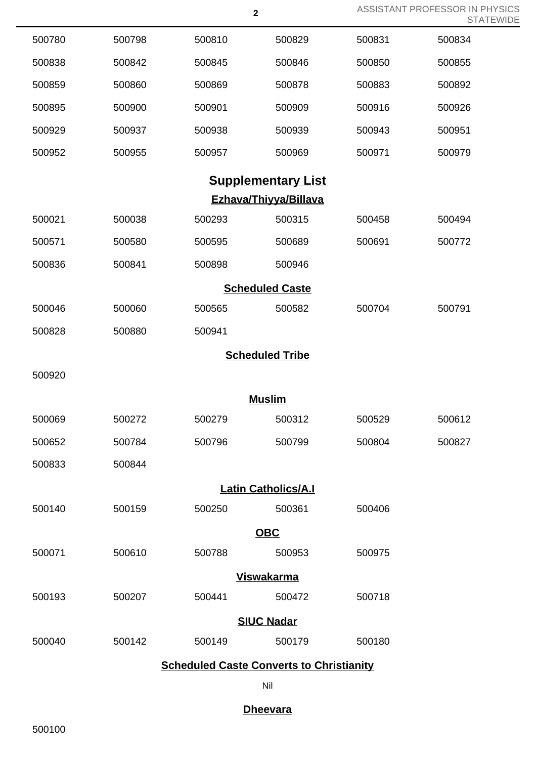| | | | | | |
|---|---|---|---|---|---|
| 500780 | 500798 | 500810 | 500829 | 500831 | 500834 |
| 500838 | 500842 | 500845 | 500846 | 500850 | 500855 |
| 500859 | 500860 | 500869 | 500878 | 500883 | 500892 |
| 500895 | 500900 | 500901 | 500909 | 500916 | 500926 |
| 500929 | 500937 | 500938 | 500939 | 500943 | 500951 |
| 500952 | 500955 | 500957 | 500969 | 500971 | 500979 |

## Supplementary List

### Ezhava/Thiyya/Billava

| | | | | | |
|---|---|---|---|---|---|
| 500021 | 500038 | 500293 | 500315 | 500458 | 500494 |
| 500571 | 500580 | 500595 | 500689 | 500691 | 500772 |
| 500836 | 500841 | 500898 | 500946 | | |

### Scheduled Caste

| | | | | | |
|---|---|---|---|---|---|
| 500046 | 500060 | 500565 | 500582 | 500704 | 500791 |
| 500828 | 500880 | 500941 | | | |

### Scheduled Tribe

500920

### Muslim

| | | | | | |
|---|---|---|---|---|---|
| 500069 | 500272 | 500279 | 500312 | 500529 | 500612 |
| 500652 | 500784 | 500796 | 500799 | 500804 | 500827 |
| 500833 | 500844 | | | | |

### Latin Catholics/A.I

| | | | | |
|---|---|---|---|---|
| 500140 | 500159 | 500250 | 500361 | 500406 |

### OBC

| | | | | |
|---|---|---|---|---|
| 500071 | 500610 | 500788 | 500953 | 500975 |

### Viswakarma

| | | | | |
|---|---|---|---|---|
| 500193 | 500207 | 500441 | 500472 | 500718 |

### SIUC Nadar

| | | | | |
|---|---|---|---|---|
| 500040 | 500142 | 500149 | 500179 | 500180 |

### Scheduled Caste Converts to Christianity

Nil

### Dheevara

500100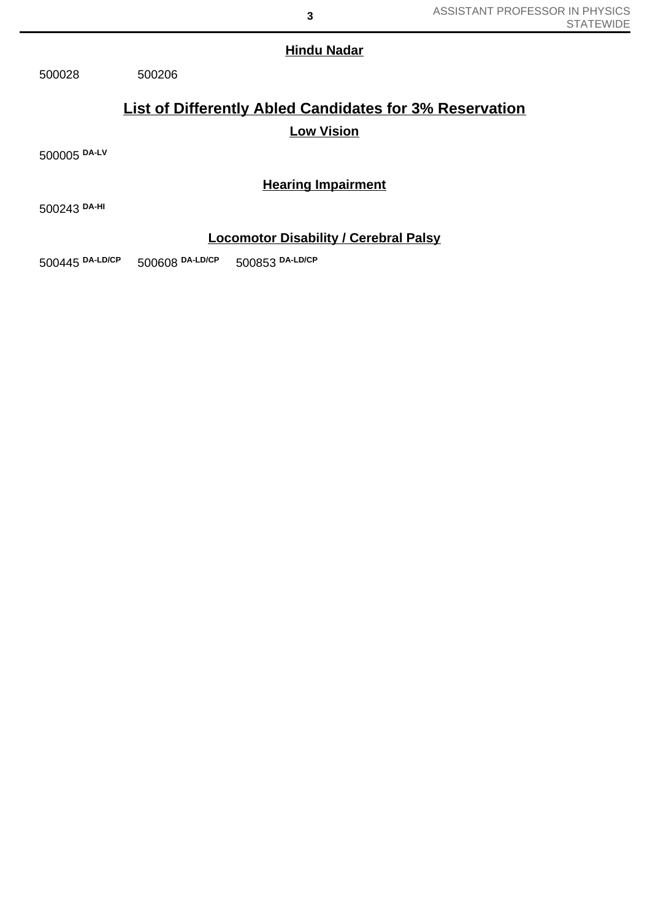### Hindu Nadar

500028 500206

## List of Differently Abled Candidates for 3% Reservation

### Low Vision

500005 DA-LV

### Hearing Impairment

500243 DA-HI

### Locomotor Disability / Cerebral Palsy

500445 DA-LD/CP 500608 DA-LD/CP 500853 DA-LD/CP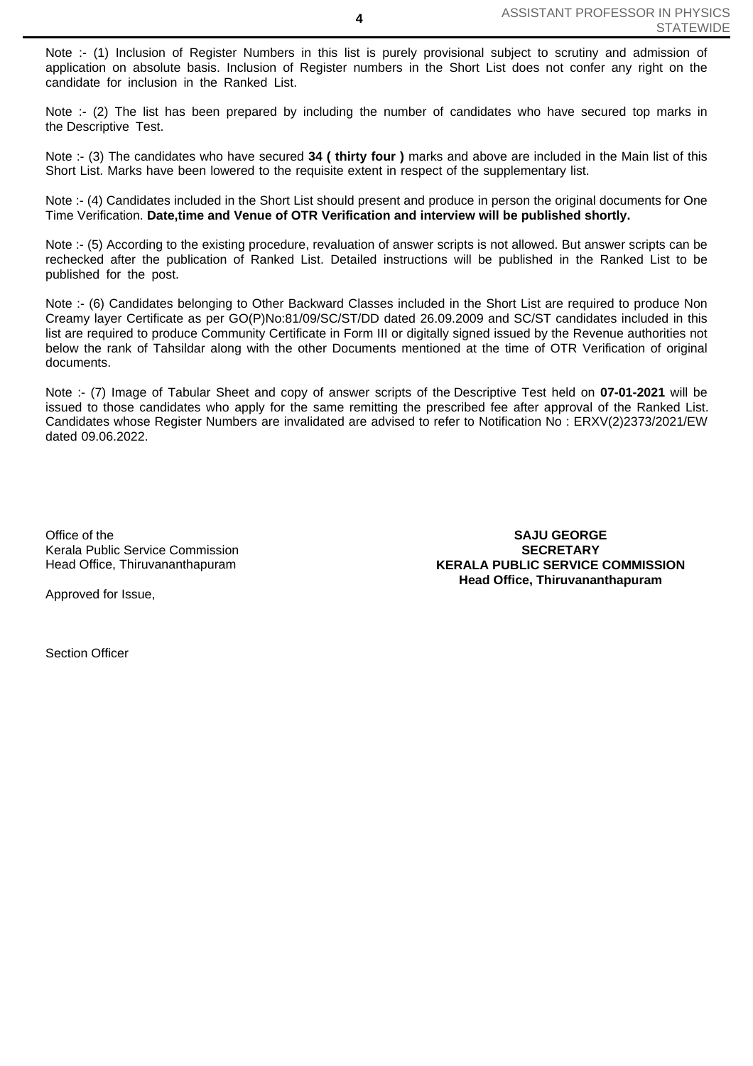Note :- (1) Inclusion of Register Numbers in this list is purely provisional subject to scrutiny and admission of application on absolute basis. Inclusion of Register numbers in the Short List does not confer any right on the candidate for inclusion in the Ranked List.

Note :- (2) The list has been prepared by including the number of candidates who have secured top marks in the Descriptive Test.

Note :- (3) The candidates who have secured **34 ( thirty four )** marks and above are included in the Main list of this Short List. Marks have been lowered to the requisite extent in respect of the supplementary list.

Note :- (4) Candidates included in the Short List should present and produce in person the original documents for One Time Verification. **Date,time and Venue of OTR Verification and interview will be published shortly.**

Note :- (5) According to the existing procedure, revaluation of answer scripts is not allowed. But answer scripts can be rechecked after the publication of Ranked List. Detailed instructions will be published in the Ranked List to be published for the post.

Note :- (6) Candidates belonging to Other Backward Classes included in the Short List are required to produce Non Creamy layer Certificate as per GO(P)No:81/09/SC/ST/DD dated 26.09.2009 and SC/ST candidates included in this list are required to produce Community Certificate in Form III or digitally signed issued by the Revenue authorities not below the rank of Tahsildar along with the other Documents mentioned at the time of OTR Verification of original documents.

Note :- (7) Image of Tabular Sheet and copy of answer scripts of the Descriptive Test held on **07-01-2021** will be issued to those candidates who apply for the same remitting the prescribed fee after approval of the Ranked List. Candidates whose Register Numbers are invalidated are advised to refer to Notification No : ERXV(2)2373/2021/EW dated 09.06.2022.

Office of the
Kerala Public Service Commission
Head Office, Thiruvananthapuram

**SAJU GEORGE**
**SECRETARY**
**KERALA PUBLIC SERVICE COMMISSION**
**Head Office, Thiruvananthapuram**

Approved for Issue,

Section Officer